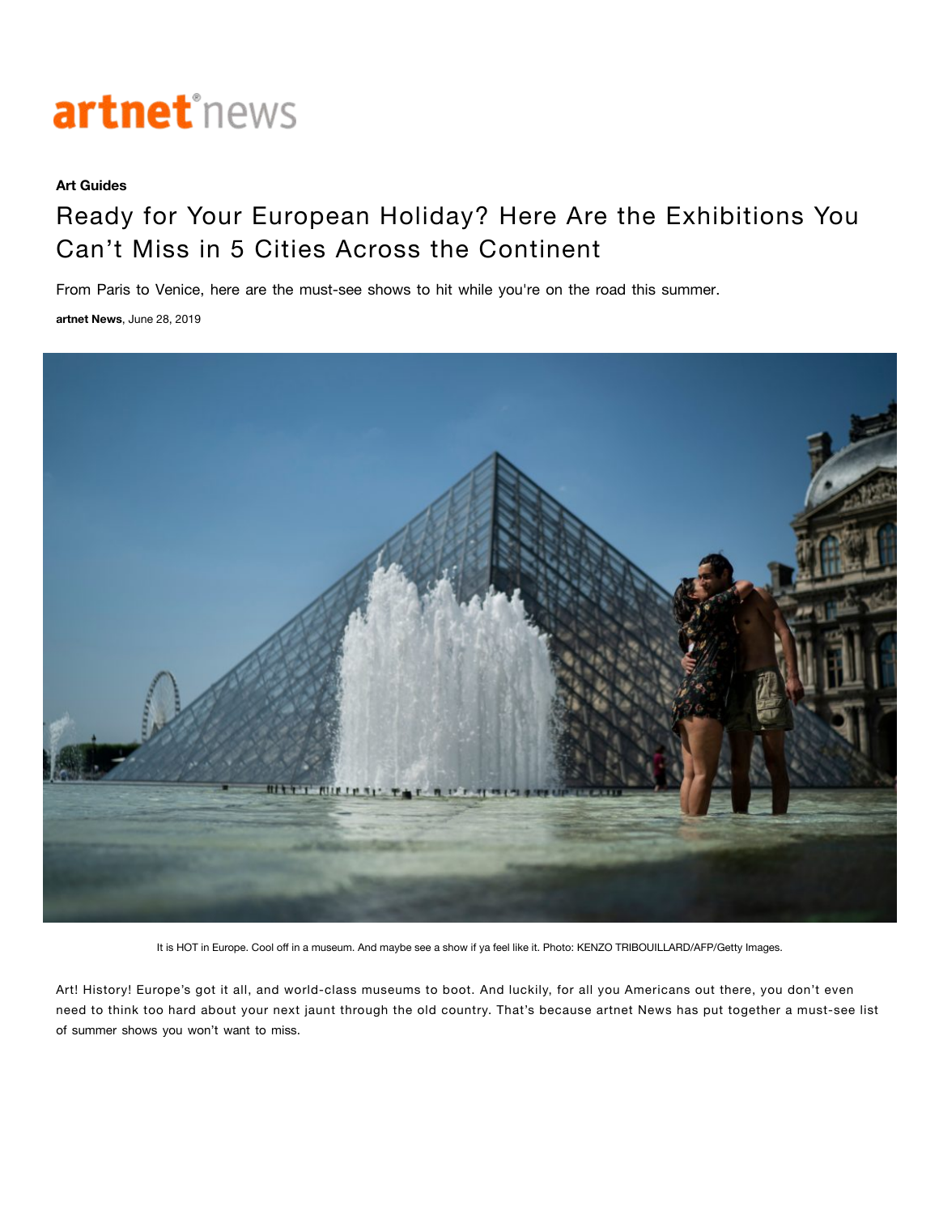artnet news

**Art Guides**

# Ready for Your European Holiday? Here Are the Exhibitions You Can't Miss in 5 Cities Across the Continent

From Paris to Venice, here are the must-see shows to hit while you're on the road this summer.

**artnet News**, June 28, 2019

It is HOT in Europe. Cool off in a museum. And maybe see a show if ya feel like it. Photo: KENZO TRIBOUILLARD/AFP/Getty Images.

Art! History! Europe's got it all, and world-class museums to boot. And luckily, for all you Americans out there, you don't even need to think too hard about your next jaunt through the old country. That's because artnet News has put together a must-see list of summer shows you won't want to miss.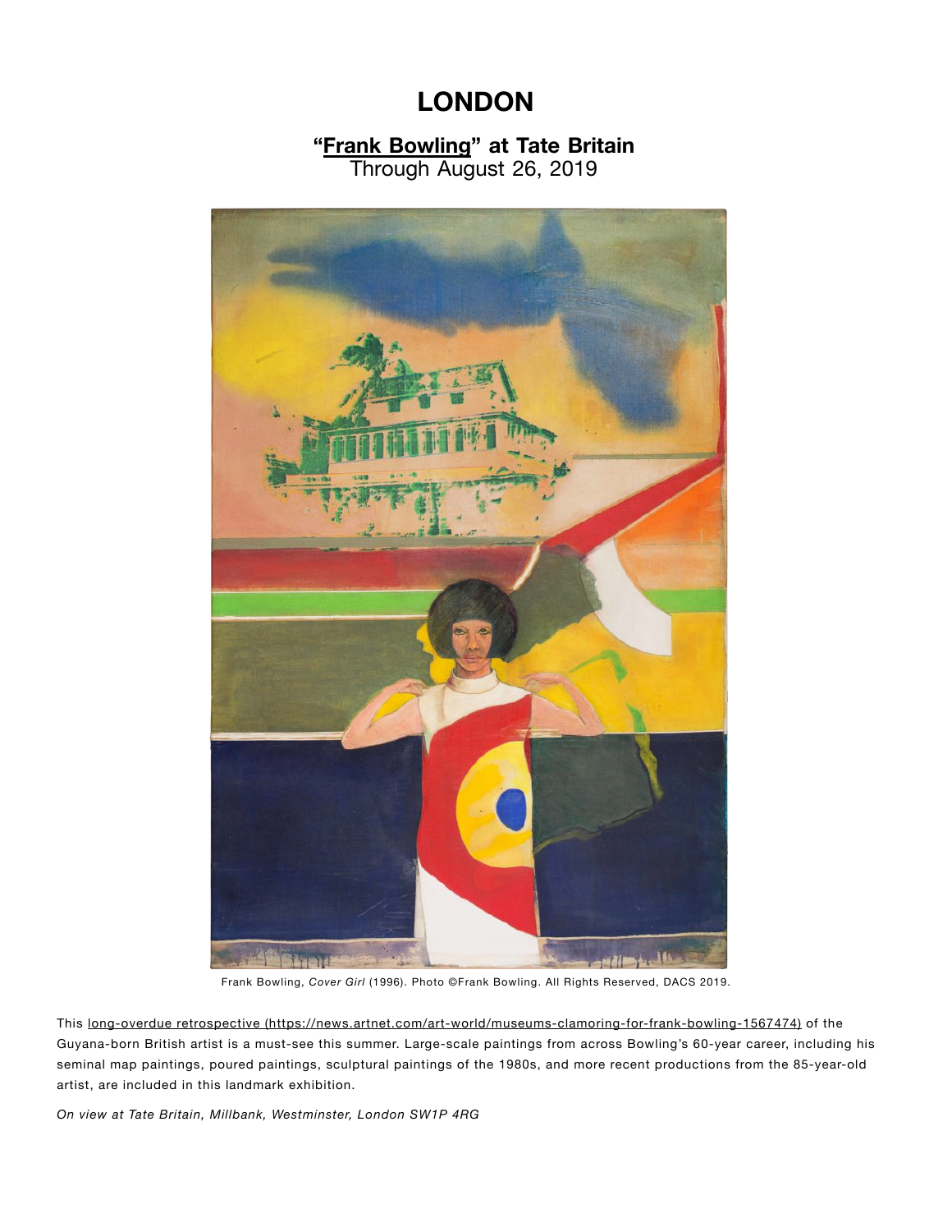# LONDON

**"[Frank Bowling]" at Tate Britain**
Through August 26, 2019

Frank Bowling, *Cover Girl* (1996). Photo ©Frank Bowling. All Rights Reserved, DACS 2019.

This long-overdue retrospective (https://news.artnet.com/art-world/museums-clamoring-for-frank-bowling-1567474) of the Guyana-born British artist is a must-see this summer. Large-scale paintings from across Bowling's 60-year career, including his seminal map paintings, poured paintings, sculptural paintings of the 1980s, and more recent productions from the 85-year-old artist, are included in this landmark exhibition.

*On view at Tate Britain, Millbank, Westminster, London SW1P 4RG*